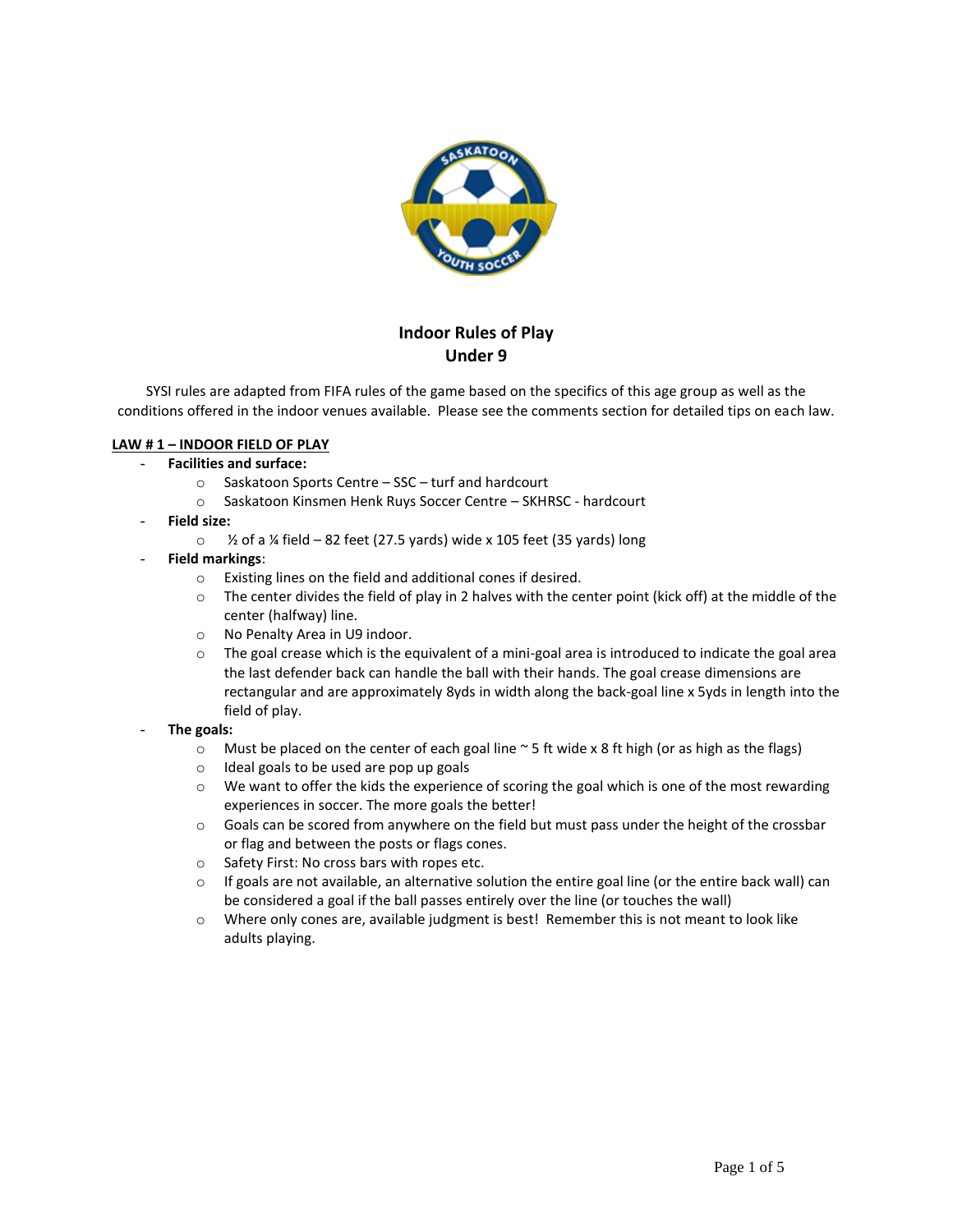# Indoor Rules of Play
## Under 9

SYSI rules are adapted from FIFA rules of the game based on the specifics of this age group as well as the conditions offered in the indoor venues available. Please see the comments section for detailed tips on each law.

**LAW # 1 – INDOOR FIELD OF PLAY**

- **Facilities and surface:**
  - Saskatoon Sports Centre – SSC – turf and hardcourt
  - Saskatoon Kinsmen Henk Ruys Soccer Centre – SKHRSC - hardcourt
- **Field size:**
  - ½ of a ¼ field – 82 feet (27.5 yards) wide x 105 feet (35 yards) long
- **Field markings**:
  - Existing lines on the field and additional cones if desired.
  - The center divides the field of play in 2 halves with the center point (kick off) at the middle of the center (halfway) line.
  - No Penalty Area in U9 indoor.
  - The goal crease which is the equivalent of a mini-goal area is introduced to indicate the goal area the last defender back can handle the ball with their hands. The goal crease dimensions are rectangular and are approximately 8yds in width along the back-goal line x 5yds in length into the field of play.
- **The goals:**
  - Must be placed on the center of each goal line ~ 5 ft wide x 8 ft high (or as high as the flags)
  - Ideal goals to be used are pop up goals
  - We want to offer the kids the experience of scoring the goal which is one of the most rewarding experiences in soccer. The more goals the better!
  - Goals can be scored from anywhere on the field but must pass under the height of the crossbar or flag and between the posts or flags cones.
  - Safety First: No cross bars with ropes etc.
  - If goals are not available, an alternative solution the entire goal line (or the entire back wall) can be considered a goal if the ball passes entirely over the line (or touches the wall)
  - Where only cones are, available judgment is best! Remember this is not meant to look like adults playing.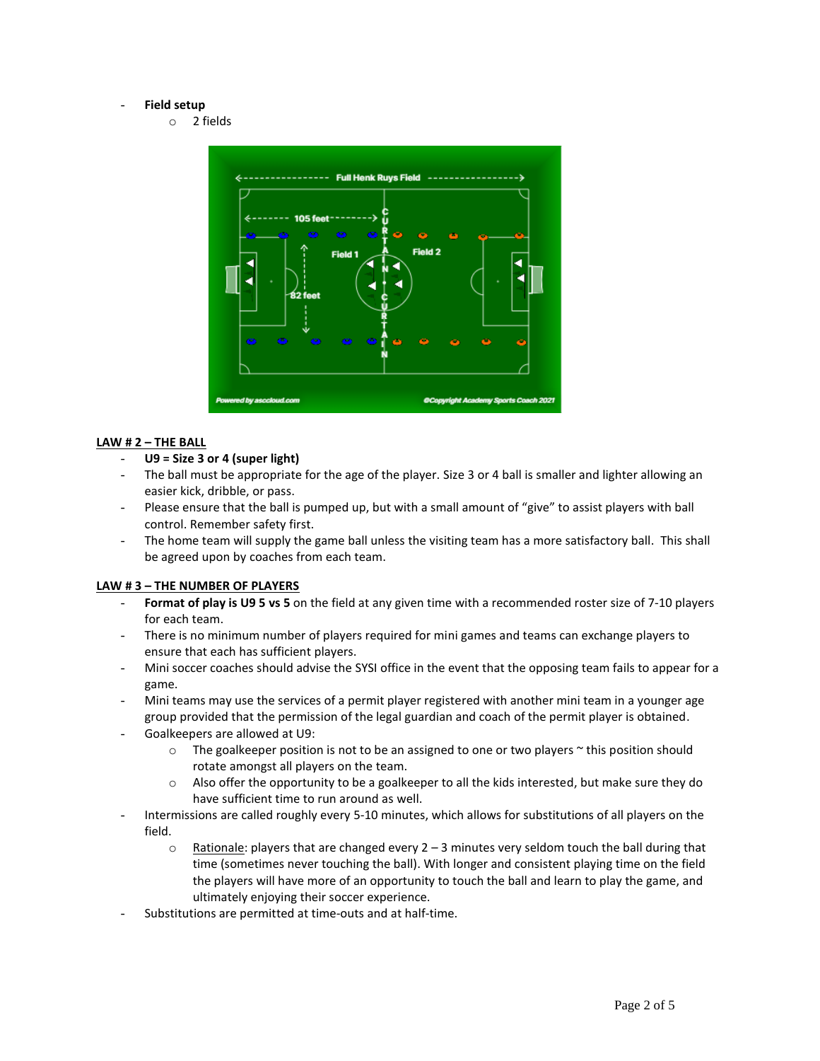- **Field setup**
  - 2 fields

## LAW # 2 – THE BALL

- **U9 = Size 3 or 4 (super light)**
- The ball must be appropriate for the age of the player. Size 3 or 4 ball is smaller and lighter allowing an easier kick, dribble, or pass.
- Please ensure that the ball is pumped up, but with a small amount of "give" to assist players with ball control. Remember safety first.
- The home team will supply the game ball unless the visiting team has a more satisfactory ball. This shall be agreed upon by coaches from each team.

## LAW # 3 – THE NUMBER OF PLAYERS

- **Format of play is U9 5 vs 5** on the field at any given time with a recommended roster size of 7-10 players for each team.
- There is no minimum number of players required for mini games and teams can exchange players to ensure that each has sufficient players.
- Mini soccer coaches should advise the SYSI office in the event that the opposing team fails to appear for a game.
- Mini teams may use the services of a permit player registered with another mini team in a younger age group provided that the permission of the legal guardian and coach of the permit player is obtained.
- Goalkeepers are allowed at U9:
  - The goalkeeper position is not to be an assigned to one or two players ~ this position should rotate amongst all players on the team.
  - Also offer the opportunity to be a goalkeeper to all the kids interested, but make sure they do have sufficient time to run around as well.
- Intermissions are called roughly every 5-10 minutes, which allows for substitutions of all players on the field.
  - Rationale: players that are changed every 2 – 3 minutes very seldom touch the ball during that time (sometimes never touching the ball). With longer and consistent playing time on the field the players will have more of an opportunity to touch the ball and learn to play the game, and ultimately enjoying their soccer experience.
- Substitutions are permitted at time-outs and at half-time.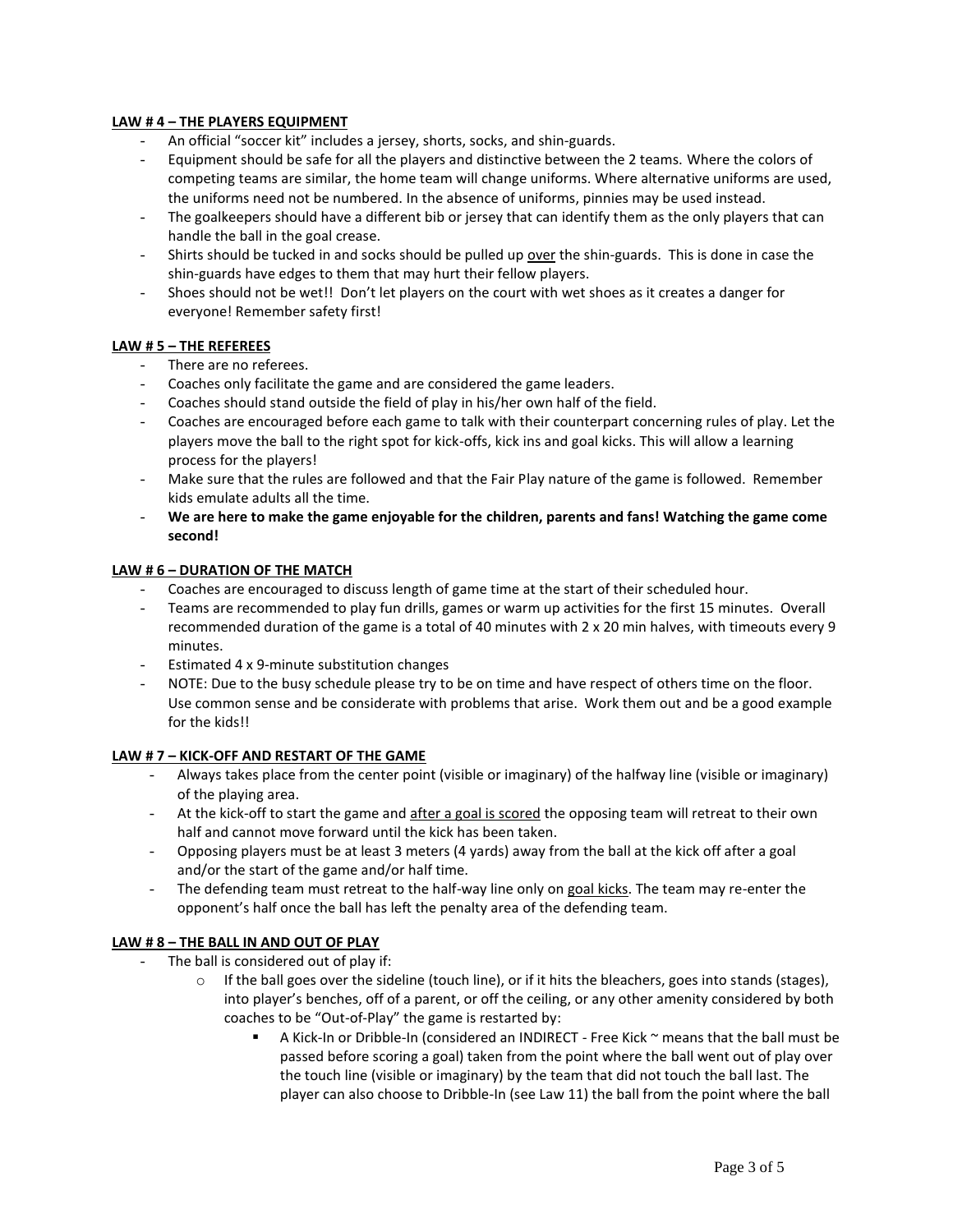**<u>LAW # 4 – THE PLAYERS EQUIPMENT</u>**

- An official "soccer kit" includes a jersey, shorts, socks, and shin-guards.
- Equipment should be safe for all the players and distinctive between the 2 teams. Where the colors of competing teams are similar, the home team will change uniforms. Where alternative uniforms are used, the uniforms need not be numbered. In the absence of uniforms, pinnies may be used instead.
- The goalkeepers should have a different bib or jersey that can identify them as the only players that can handle the ball in the goal crease.
- Shirts should be tucked in and socks should be pulled up <u>over</u> the shin-guards. This is done in case the shin-guards have edges to them that may hurt their fellow players.
- Shoes should not be wet!! Don't let players on the court with wet shoes as it creates a danger for everyone! Remember safety first!

**<u>LAW # 5 – THE REFEREES</u>**

- There are no referees.
- Coaches only facilitate the game and are considered the game leaders.
- Coaches should stand outside the field of play in his/her own half of the field.
- Coaches are encouraged before each game to talk with their counterpart concerning rules of play. Let the players move the ball to the right spot for kick-offs, kick ins and goal kicks. This will allow a learning process for the players!
- Make sure that the rules are followed and that the Fair Play nature of the game is followed. Remember kids emulate adults all the time.
- **We are here to make the game enjoyable for the children, parents and fans! Watching the game come second!**

**<u>LAW # 6 – DURATION OF THE MATCH</u>**

- Coaches are encouraged to discuss length of game time at the start of their scheduled hour.
- Teams are recommended to play fun drills, games or warm up activities for the first 15 minutes. Overall recommended duration of the game is a total of 40 minutes with 2 x 20 min halves, with timeouts every 9 minutes.
- Estimated 4 x 9-minute substitution changes
- NOTE: Due to the busy schedule please try to be on time and have respect of others time on the floor. Use common sense and be considerate with problems that arise. Work them out and be a good example for the kids!!

**<u>LAW # 7 – KICK-OFF AND RESTART OF THE GAME</u>**

- Always takes place from the center point (visible or imaginary) of the halfway line (visible or imaginary) of the playing area.
- At the kick-off to start the game and <u>after a goal is scored</u> the opposing team will retreat to their own half and cannot move forward until the kick has been taken.
- Opposing players must be at least 3 meters (4 yards) away from the ball at the kick off after a goal and/or the start of the game and/or half time.
- The defending team must retreat to the half-way line only on <u>goal kicks</u>. The team may re-enter the opponent's half once the ball has left the penalty area of the defending team.

**<u>LAW # 8 – THE BALL IN AND OUT OF PLAY</u>**

- The ball is considered out of play if:
  - If the ball goes over the sideline (touch line), or if it hits the bleachers, goes into stands (stages), into player's benches, off of a parent, or off the ceiling, or any other amenity considered by both coaches to be "Out-of-Play" the game is restarted by:
    - A Kick-In or Dribble-In (considered an INDIRECT - Free Kick ~ means that the ball must be passed before scoring a goal) taken from the point where the ball went out of play over the touch line (visible or imaginary) by the team that did not touch the ball last. The player can also choose to Dribble-In (see Law 11) the ball from the point where the ball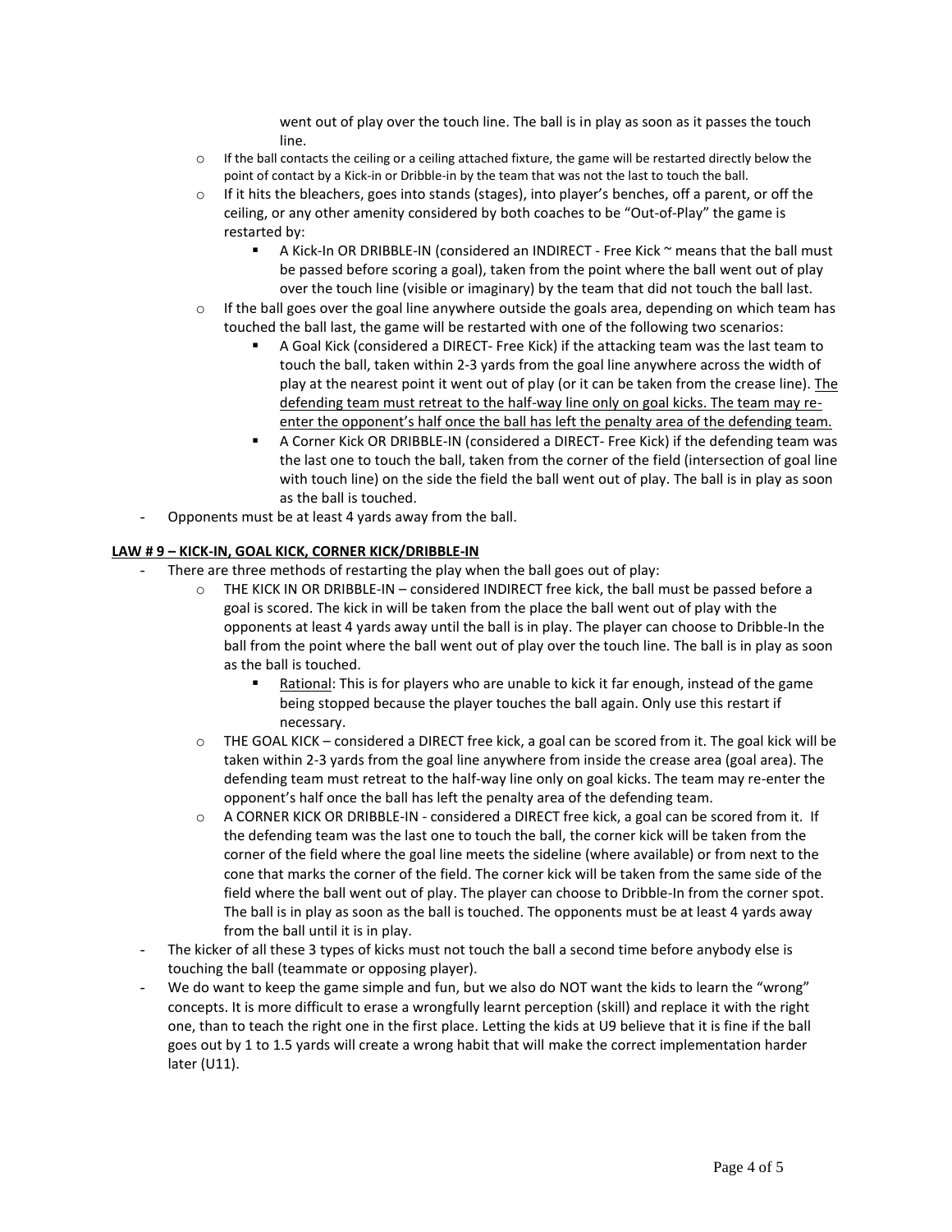went out of play over the touch line. The ball is in play as soon as it passes the touch line.

  - If the ball contacts the ceiling or a ceiling attached fixture, the game will be restarted directly below the point of contact by a Kick-in or Dribble-in by the team that was not the last to touch the ball.
  - If it hits the bleachers, goes into stands (stages), into player's benches, off a parent, or off the ceiling, or any other amenity considered by both coaches to be "Out-of-Play" the game is restarted by:
    - A Kick-In OR DRIBBLE-IN (considered an INDIRECT - Free Kick ~ means that the ball must be passed before scoring a goal), taken from the point where the ball went out of play over the touch line (visible or imaginary) by the team that did not touch the ball last.
  - If the ball goes over the goal line anywhere outside the goals area, depending on which team has touched the ball last, the game will be restarted with one of the following two scenarios:
    - A Goal Kick (considered a DIRECT- Free Kick) if the attacking team was the last team to touch the ball, taken within 2-3 yards from the goal line anywhere across the width of play at the nearest point it went out of play (or it can be taken from the crease line). <u>The defending team must retreat to the half-way line only on goal kicks. The team may re-enter the opponent's half once the ball has left the penalty area of the defending team.</u>
    - A Corner Kick OR DRIBBLE-IN (considered a DIRECT- Free Kick) if the defending team was the last one to touch the ball, taken from the corner of the field (intersection of goal line with touch line) on the side the field the ball went out of play. The ball is in play as soon as the ball is touched.
- Opponents must be at least 4 yards away from the ball.

**<u>LAW # 9 – KICK-IN, GOAL KICK, CORNER KICK/DRIBBLE-IN</u>**

- There are three methods of restarting the play when the ball goes out of play:
  - THE KICK IN OR DRIBBLE-IN – considered INDIRECT free kick, the ball must be passed before a goal is scored. The kick in will be taken from the place the ball went out of play with the opponents at least 4 yards away until the ball is in play. The player can choose to Dribble-In the ball from the point where the ball went out of play over the touch line. The ball is in play as soon as the ball is touched.
    - <u>Rational</u>: This is for players who are unable to kick it far enough, instead of the game being stopped because the player touches the ball again. Only use this restart if necessary.
  - THE GOAL KICK – considered a DIRECT free kick, a goal can be scored from it. The goal kick will be taken within 2-3 yards from the goal line anywhere from inside the crease area (goal area). The defending team must retreat to the half-way line only on goal kicks. The team may re-enter the opponent's half once the ball has left the penalty area of the defending team.
  - A CORNER KICK OR DRIBBLE-IN - considered a DIRECT free kick, a goal can be scored from it. If the defending team was the last one to touch the ball, the corner kick will be taken from the corner of the field where the goal line meets the sideline (where available) or from next to the cone that marks the corner of the field. The corner kick will be taken from the same side of the field where the ball went out of play. The player can choose to Dribble-In from the corner spot. The ball is in play as soon as the ball is touched. The opponents must be at least 4 yards away from the ball until it is in play.
- The kicker of all these 3 types of kicks must not touch the ball a second time before anybody else is touching the ball (teammate or opposing player).
- We do want to keep the game simple and fun, but we also do NOT want the kids to learn the "wrong" concepts. It is more difficult to erase a wrongfully learnt perception (skill) and replace it with the right one, than to teach the right one in the first place. Letting the kids at U9 believe that it is fine if the ball goes out by 1 to 1.5 yards will create a wrong habit that will make the correct implementation harder later (U11).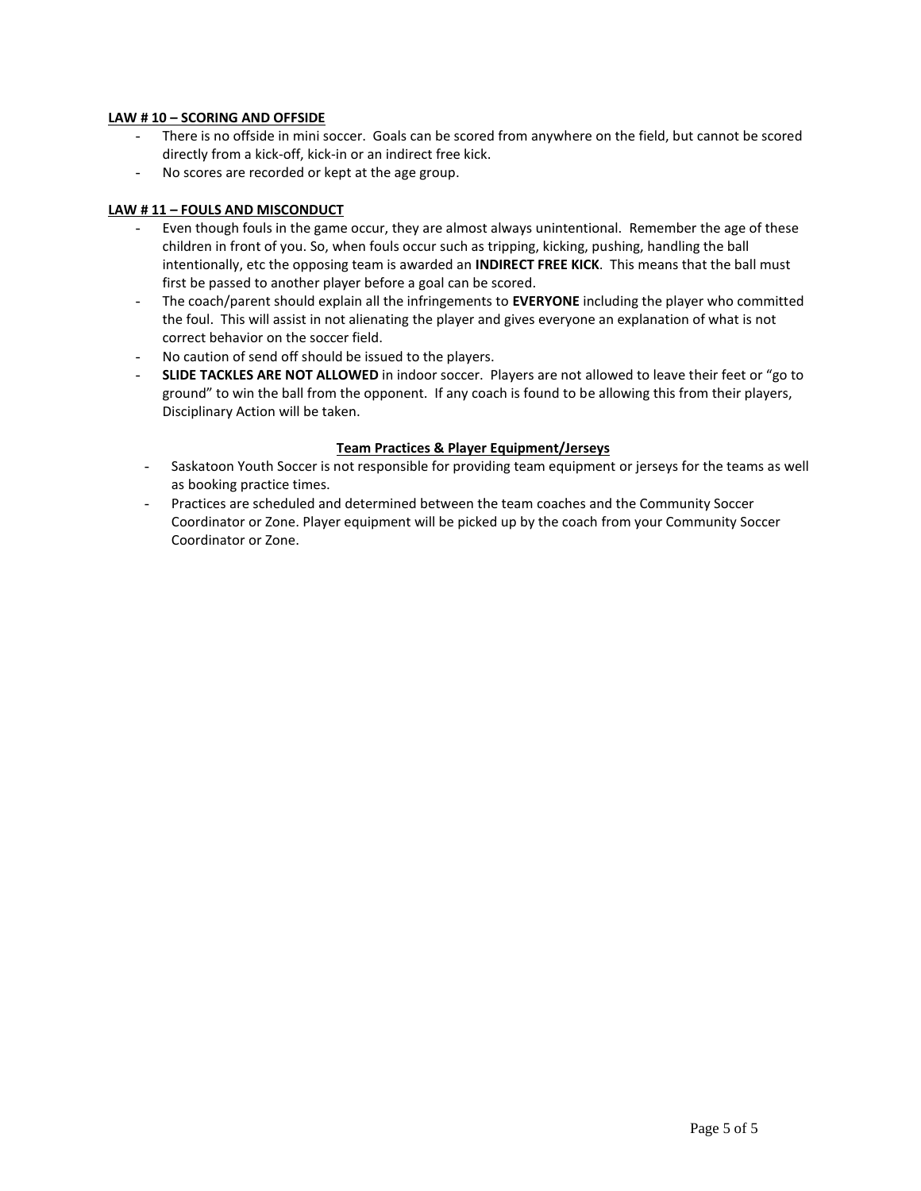**LAW # 10 – SCORING AND OFFSIDE**

- There is no offside in mini soccer. Goals can be scored from anywhere on the field, but cannot be scored directly from a kick-off, kick-in or an indirect free kick.
- No scores are recorded or kept at the age group.

**LAW # 11 – FOULS AND MISCONDUCT**

- Even though fouls in the game occur, they are almost always unintentional. Remember the age of these children in front of you. So, when fouls occur such as tripping, kicking, pushing, handling the ball intentionally, etc the opposing team is awarded an **INDIRECT FREE KICK**. This means that the ball must first be passed to another player before a goal can be scored.
- The coach/parent should explain all the infringements to **EVERYONE** including the player who committed the foul. This will assist in not alienating the player and gives everyone an explanation of what is not correct behavior on the soccer field.
- No caution of send off should be issued to the players.
- **SLIDE TACKLES ARE NOT ALLOWED** in indoor soccer. Players are not allowed to leave their feet or "go to ground" to win the ball from the opponent. If any coach is found to be allowing this from their players, Disciplinary Action will be taken.

**Team Practices & Player Equipment/Jerseys**

- Saskatoon Youth Soccer is not responsible for providing team equipment or jerseys for the teams as well as booking practice times.
- Practices are scheduled and determined between the team coaches and the Community Soccer Coordinator or Zone. Player equipment will be picked up by the coach from your Community Soccer Coordinator or Zone.